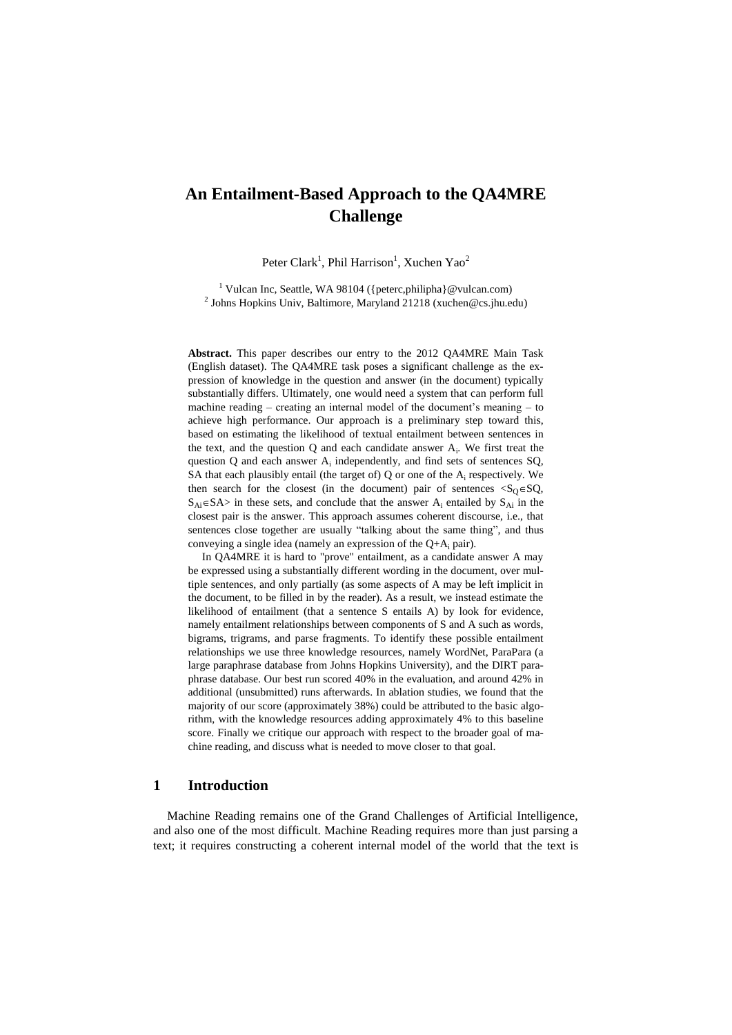// An Entailment-Based Approach to the QA4MRE Challenge

Peter Clark[1], Phil Harrison[1], Xuchen Yao[2]

[1] Vulcan Inc, Seattle, WA 98104 ({peterc,philipha}@vulcan.com)
[2] Johns Hopkins Univ, Baltimore, Maryland 21218 (xuchen@cs.jhu.edu)

**Abstract.** This paper describes our entry to the 2012 QA4MRE Main Task (English dataset). The QA4MRE task poses a significant challenge as the expression of knowledge in the question and answer (in the document) typically substantially differs. Ultimately, one would need a system that can perform full machine reading – creating an internal model of the document's meaning – to achieve high performance. Our approach is a preliminary step toward this, based on estimating the likelihood of textual entailment between sentences in the text, and the question Q and each candidate answer $A_i$. We first treat the question Q and each answer $A_i$ independently, and find sets of sentences SQ, SA that each plausibly entail (the target of) Q or one of the $A_i$ respectively. We then search for the closest (in the document) pair of sentences $<S_Q \in SQ, S_{Ai} \in SA>$ in these sets, and conclude that the answer $A_i$ entailed by $S_{Ai}$ in the closest pair is the answer. This approach assumes coherent discourse, i.e., that sentences close together are usually "talking about the same thing", and thus conveying a single idea (namely an expression of the Q+$A_i$ pair).

In QA4MRE it is hard to "prove" entailment, as a candidate answer A may be expressed using a substantially different wording in the document, over multiple sentences, and only partially (as some aspects of A may be left implicit in the document, to be filled in by the reader). As a result, we instead estimate the likelihood of entailment (that a sentence S entails A) by look for evidence, namely entailment relationships between components of S and A such as words, bigrams, trigrams, and parse fragments. To identify these possible entailment relationships we use three knowledge resources, namely WordNet, ParaPara (a large paraphrase database from Johns Hopkins University), and the DIRT paraphrase database. Our best run scored 40% in the evaluation, and around 42% in additional (unsubmitted) runs afterwards. In ablation studies, we found that the majority of our score (approximately 38%) could be attributed to the basic algorithm, with the knowledge resources adding approximately 4% to this baseline score. Finally we critique our approach with respect to the broader goal of machine reading, and discuss what is needed to move closer to that goal.

## 1 Introduction

Machine Reading remains one of the Grand Challenges of Artificial Intelligence, and also one of the most difficult. Machine Reading requires more than just parsing a text; it requires constructing a coherent internal model of the world that the text is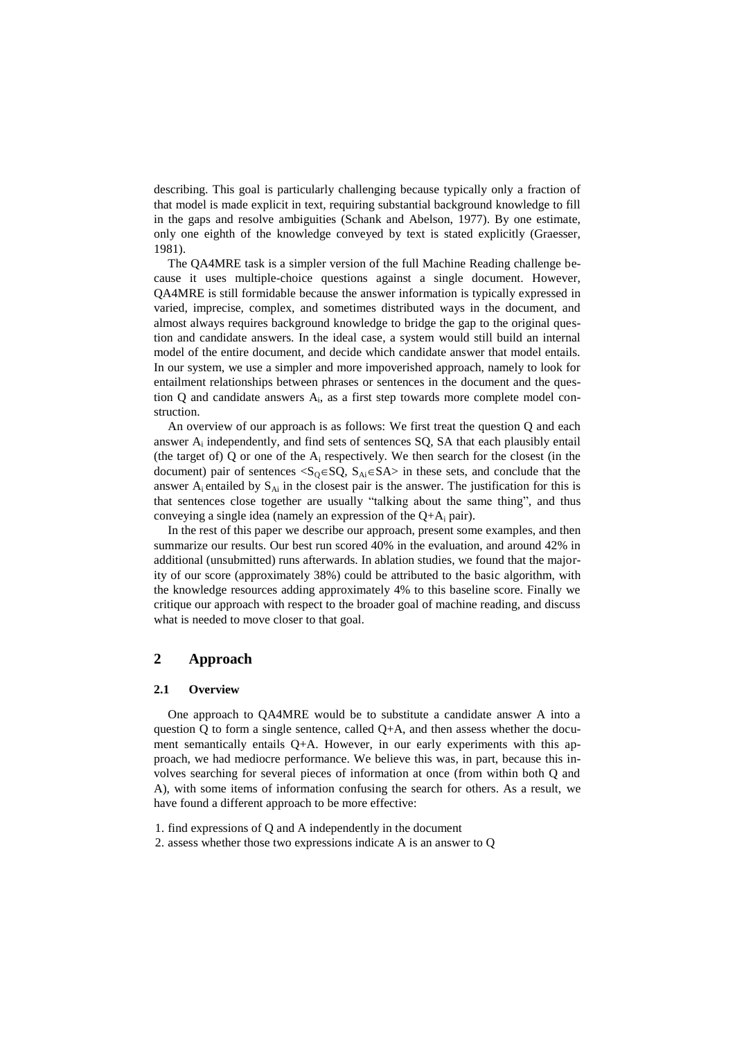describing. This goal is particularly challenging because typically only a fraction of that model is made explicit in text, requiring substantial background knowledge to fill in the gaps and resolve ambiguities (Schank and Abelson, 1977). By one estimate, only one eighth of the knowledge conveyed by text is stated explicitly (Graesser, 1981).

The QA4MRE task is a simpler version of the full Machine Reading challenge because it uses multiple-choice questions against a single document. However, QA4MRE is still formidable because the answer information is typically expressed in varied, imprecise, complex, and sometimes distributed ways in the document, and almost always requires background knowledge to bridge the gap to the original question and candidate answers. In the ideal case, a system would still build an internal model of the entire document, and decide which candidate answer that model entails. In our system, we use a simpler and more impoverished approach, namely to look for entailment relationships between phrases or sentences in the document and the question Q and candidate answers $A_i$, as a first step towards more complete model construction.

An overview of our approach is as follows: We first treat the question Q and each answer $A_i$ independently, and find sets of sentences SQ, SA that each plausibly entail (the target of) Q or one of the $A_i$ respectively. We then search for the closest (in the document) pair of sentences $<S_Q \in SQ, S_{Ai} \in SA>$ in these sets, and conclude that the answer $A_i$ entailed by $S_{Ai}$ in the closest pair is the answer. The justification for this is that sentences close together are usually "talking about the same thing", and thus conveying a single idea (namely an expression of the Q+$A_i$ pair).

In the rest of this paper we describe our approach, present some examples, and then summarize our results. Our best run scored 40% in the evaluation, and around 42% in additional (unsubmitted) runs afterwards. In ablation studies, we found that the majority of our score (approximately 38%) could be attributed to the basic algorithm, with the knowledge resources adding approximately 4% to this baseline score. Finally we critique our approach with respect to the broader goal of machine reading, and discuss what is needed to move closer to that goal.

## 2 Approach

### 2.1 Overview

One approach to QA4MRE would be to substitute a candidate answer A into a question Q to form a single sentence, called Q+A, and then assess whether the document semantically entails Q+A. However, in our early experiments with this approach, we had mediocre performance. We believe this was, in part, because this involves searching for several pieces of information at once (from within both Q and A), with some items of information confusing the search for others. As a result, we have found a different approach to be more effective:

1. find expressions of Q and A independently in the document
2. assess whether those two expressions indicate A is an answer to Q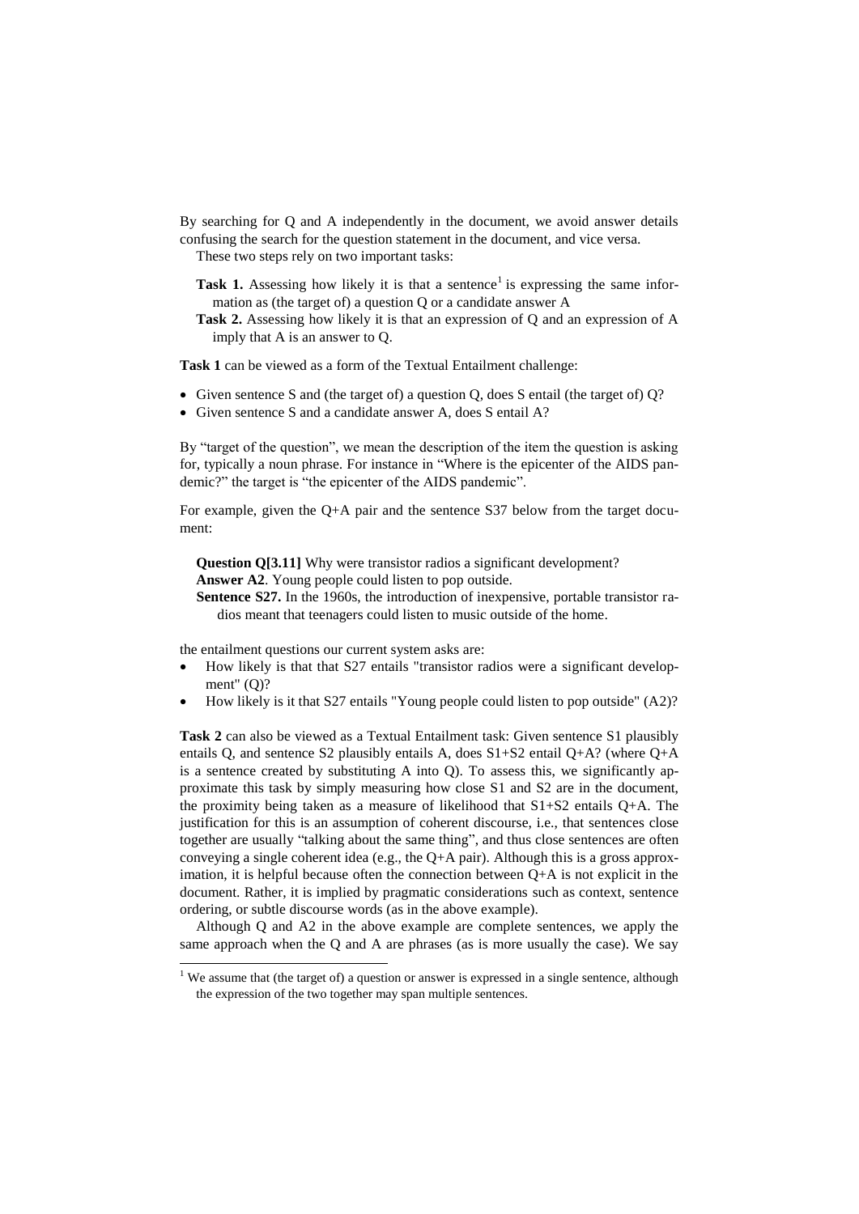By searching for Q and A independently in the document, we avoid answer details confusing the search for the question statement in the document, and vice versa.

These two steps rely on two important tasks:

**Task 1.** Assessing how likely it is that a sentence[1] is expressing the same information as (the target of) a question Q or a candidate answer A

**Task 2.** Assessing how likely it is that an expression of Q and an expression of A imply that A is an answer to Q.

**Task 1** can be viewed as a form of the Textual Entailment challenge:

- Given sentence S and (the target of) a question Q, does S entail (the target of) Q?
- Given sentence S and a candidate answer A, does S entail A?

By "target of the question", we mean the description of the item the question is asking for, typically a noun phrase. For instance in "Where is the epicenter of the AIDS pandemic?" the target is "the epicenter of the AIDS pandemic".

For example, given the Q+A pair and the sentence S37 below from the target document:

**Question Q[3.11]** Why were transistor radios a significant development?
**Answer A2**. Young people could listen to pop outside.
**Sentence S27.** In the 1960s, the introduction of inexpensive, portable transistor radios meant that teenagers could listen to music outside of the home.

the entailment questions our current system asks are:

- How likely is that that S27 entails "transistor radios were a significant development" (Q)?
- How likely is it that S27 entails "Young people could listen to pop outside" (A2)?

**Task 2** can also be viewed as a Textual Entailment task: Given sentence S1 plausibly entails Q, and sentence S2 plausibly entails A, does S1+S2 entail Q+A? (where Q+A is a sentence created by substituting A into Q). To assess this, we significantly approximate this task by simply measuring how close S1 and S2 are in the document, the proximity being taken as a measure of likelihood that S1+S2 entails Q+A. The justification for this is an assumption of coherent discourse, i.e., that sentences close together are usually "talking about the same thing", and thus close sentences are often conveying a single coherent idea (e.g., the Q+A pair). Although this is a gross approximation, it is helpful because often the connection between Q+A is not explicit in the document. Rather, it is implied by pragmatic considerations such as context, sentence ordering, or subtle discourse words (as in the above example).

Although Q and A2 in the above example are complete sentences, we apply the same approach when the Q and A are phrases (as is more usually the case). We say

[1] We assume that (the target of) a question or answer is expressed in a single sentence, although the expression of the two together may span multiple sentences.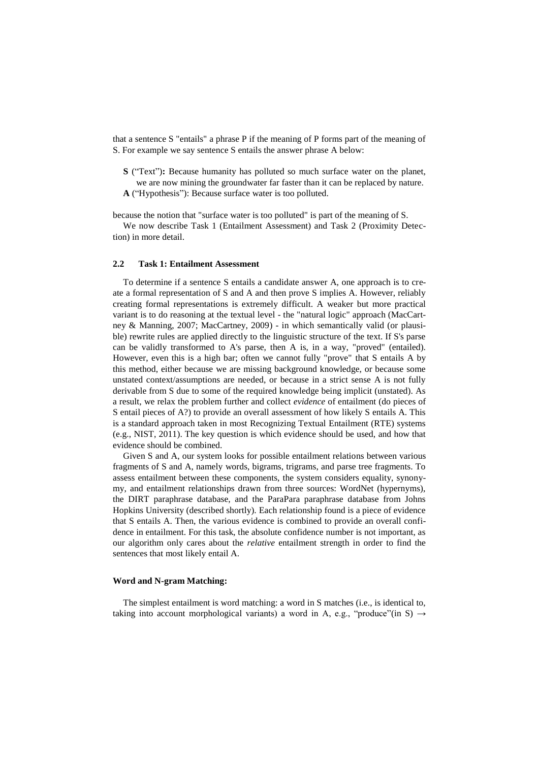that a sentence S "entails" a phrase P if the meaning of P forms part of the meaning of S. For example we say sentence S entails the answer phrase A below:

**S** ("Text")**:** Because humanity has polluted so much surface water on the planet, we are now mining the groundwater far faster than it can be replaced by nature.
**A** ("Hypothesis"): Because surface water is too polluted.

because the notion that "surface water is too polluted" is part of the meaning of S.

We now describe Task 1 (Entailment Assessment) and Task 2 (Proximity Detection) in more detail.

### 2.2 Task 1: Entailment Assessment

To determine if a sentence S entails a candidate answer A, one approach is to create a formal representation of S and A and then prove S implies A. However, reliably creating formal representations is extremely difficult. A weaker but more practical variant is to do reasoning at the textual level - the "natural logic" approach (MacCartney & Manning, 2007; MacCartney, 2009) - in which semantically valid (or plausible) rewrite rules are applied directly to the linguistic structure of the text. If S's parse can be validly transformed to A's parse, then A is, in a way, "proved" (entailed). However, even this is a high bar; often we cannot fully "prove" that S entails A by this method, either because we are missing background knowledge, or because some unstated context/assumptions are needed, or because in a strict sense A is not fully derivable from S due to some of the required knowledge being implicit (unstated). As a result, we relax the problem further and collect *evidence* of entailment (do pieces of S entail pieces of A?) to provide an overall assessment of how likely S entails A. This is a standard approach taken in most Recognizing Textual Entailment (RTE) systems (e.g., NIST, 2011). The key question is which evidence should be used, and how that evidence should be combined.

Given S and A, our system looks for possible entailment relations between various fragments of S and A, namely words, bigrams, trigrams, and parse tree fragments. To assess entailment between these components, the system considers equality, synonymy, and entailment relationships drawn from three sources: WordNet (hypernyms), the DIRT paraphrase database, and the ParaPara paraphrase database from Johns Hopkins University (described shortly). Each relationship found is a piece of evidence that S entails A. Then, the various evidence is combined to provide an overall confidence in entailment. For this task, the absolute confidence number is not important, as our algorithm only cares about the *relative* entailment strength in order to find the sentences that most likely entail A.

**Word and N-gram Matching:**

The simplest entailment is word matching: a word in S matches (i.e., is identical to, taking into account morphological variants) a word in A, e.g., "produce"(in S) →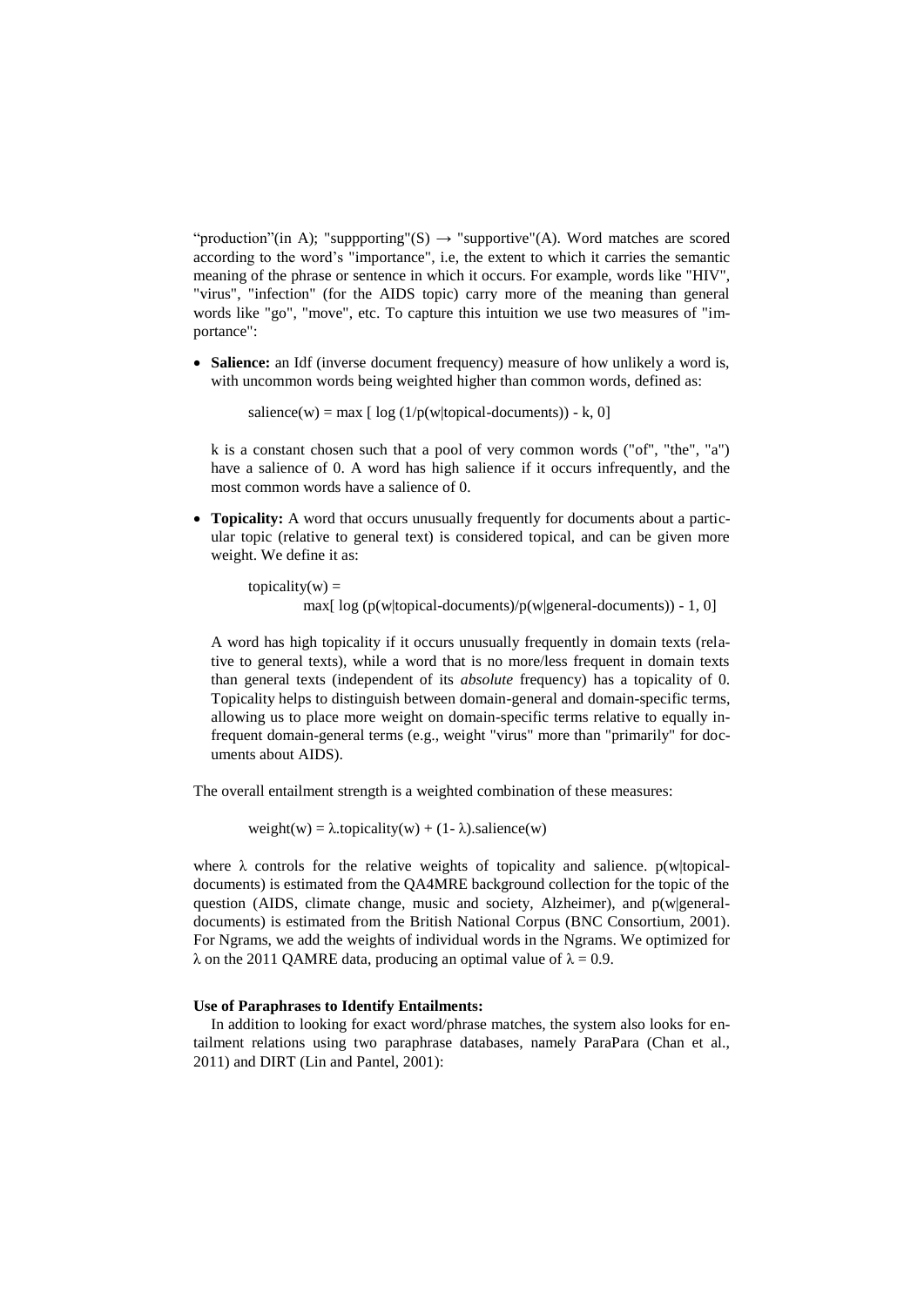"production"(in A); "suppporting"(S) → "supportive"(A). Word matches are scored according to the word's "importance", i.e, the extent to which it carries the semantic meaning of the phrase or sentence in which it occurs. For example, words like "HIV", "virus", "infection" (for the AIDS topic) carry more of the meaning than general words like "go", "move", etc. To capture this intuition we use two measures of "importance":

- **Salience:** an Idf (inverse document frequency) measure of how unlikely a word is, with uncommon words being weighted higher than common words, defined as:

  $$\text{salience}(w) = \max [ \log (1/p(w|\text{topical-documents})) - k, 0]$$

  k is a constant chosen such that a pool of very common words ("of", "the", "a") have a salience of 0. A word has high salience if it occurs infrequently, and the most common words have a salience of 0.

- **Topicality:** A word that occurs unusually frequently for documents about a particular topic (relative to general text) is considered topical, and can be given more weight. We define it as:

  $$\text{topicality}(w) = \max[ \log (p(w|\text{topical-documents})/p(w|\text{general-documents})) - 1, 0]$$

  A word has high topicality if it occurs unusually frequently in domain texts (relative to general texts), while a word that is no more/less frequent in domain texts than general texts (independent of its *absolute* frequency) has a topicality of 0. Topicality helps to distinguish between domain-general and domain-specific terms, allowing us to place more weight on domain-specific terms relative to equally infrequent domain-general terms (e.g., weight "virus" more than "primarily" for documents about AIDS).

The overall entailment strength is a weighted combination of these measures:

$$\text{weight}(w) = \lambda.\text{topicality}(w) + (1- \lambda).\text{salience}(w)$$

where λ controls for the relative weights of topicality and salience. p(w|topical-documents) is estimated from the QA4MRE background collection for the topic of the question (AIDS, climate change, music and society, Alzheimer), and p(w|general-documents) is estimated from the British National Corpus (BNC Consortium, 2001). For Ngrams, we add the weights of individual words in the Ngrams. We optimized for λ on the 2011 QAMRE data, producing an optimal value of $\lambda = 0.9$.

**Use of Paraphrases to Identify Entailments:**

In addition to looking for exact word/phrase matches, the system also looks for entailment relations using two paraphrase databases, namely ParaPara (Chan et al., 2011) and DIRT (Lin and Pantel, 2001):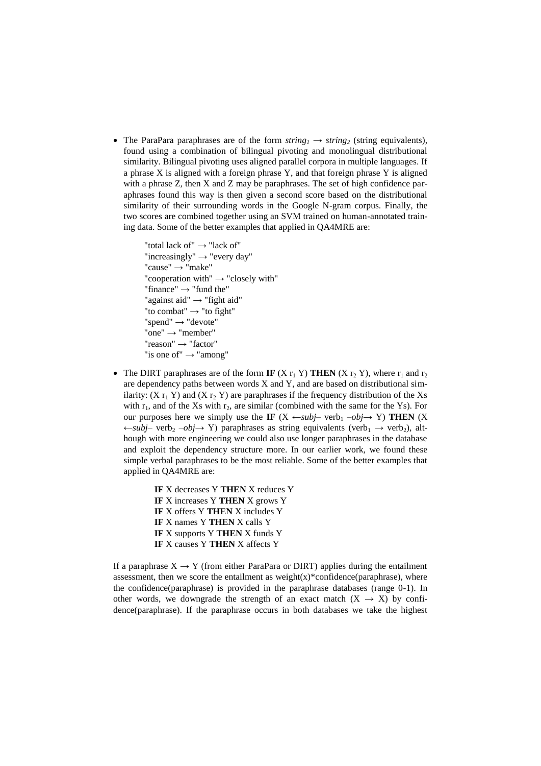- The ParaPara paraphrases are of the form *$string_1 \rightarrow string_2$* (string equivalents), found using a combination of bilingual pivoting and monolingual distributional similarity. Bilingual pivoting uses aligned parallel corpora in multiple languages. If a phrase X is aligned with a foreign phrase Y, and that foreign phrase Y is aligned with a phrase Z, then X and Z may be paraphrases. The set of high confidence paraphrases found this way is then given a second score based on the distributional similarity of their surrounding words in the Google N-gram corpus. Finally, the two scores are combined together using an SVM trained on human-annotated training data. Some of the better examples that applied in QA4MRE are:

  "total lack of" → "lack of"
  "increasingly" → "every day"
  "cause" → "make"
  "cooperation with" → "closely with"
  "finance" → "fund the"
  "against aid" → "fight aid"
  "to combat" → "to fight"
  "spend" → "devote"
  "one" → "member"
  "reason" → "factor"
  "is one of" → "among"

- The DIRT paraphrases are of the form **IF** (X $r_1$ Y) **THEN** (X $r_2$ Y), where $r_1$ and $r_2$ are dependency paths between words X and Y, and are based on distributional similarity: (X $r_1$ Y) and (X $r_2$ Y) are paraphrases if the frequency distribution of the Xs with $r_1$, and of the Xs with $r_2$, are similar (combined with the same for the Ys). For our purposes here we simply use the **IF** (X ←*subj*– $verb_1$ –*obj*→ Y) **THEN** (X ←*subj*– $verb_2$ –*obj*→ Y) paraphrases as string equivalents ($verb_1 \rightarrow verb_2$), although with more engineering we could also use longer paraphrases in the database and exploit the dependency structure more. In our earlier work, we found these simple verbal paraphrases to be the most reliable. Some of the better examples that applied in QA4MRE are:

  **IF** X decreases Y **THEN** X reduces Y
  **IF** X increases Y **THEN** X grows Y
  **IF** X offers Y **THEN** X includes Y
  **IF** X names Y **THEN** X calls Y
  **IF** X supports Y **THEN** X funds Y
  **IF** X causes Y **THEN** X affects Y

If a paraphrase X → Y (from either ParaPara or DIRT) applies during the entailment assessment, then we score the entailment as weight(x)*confidence(paraphrase), where the confidence(paraphrase) is provided in the paraphrase databases (range 0-1). In other words, we downgrade the strength of an exact match (X → X) by confidence(paraphrase). If the paraphrase occurs in both databases we take the highest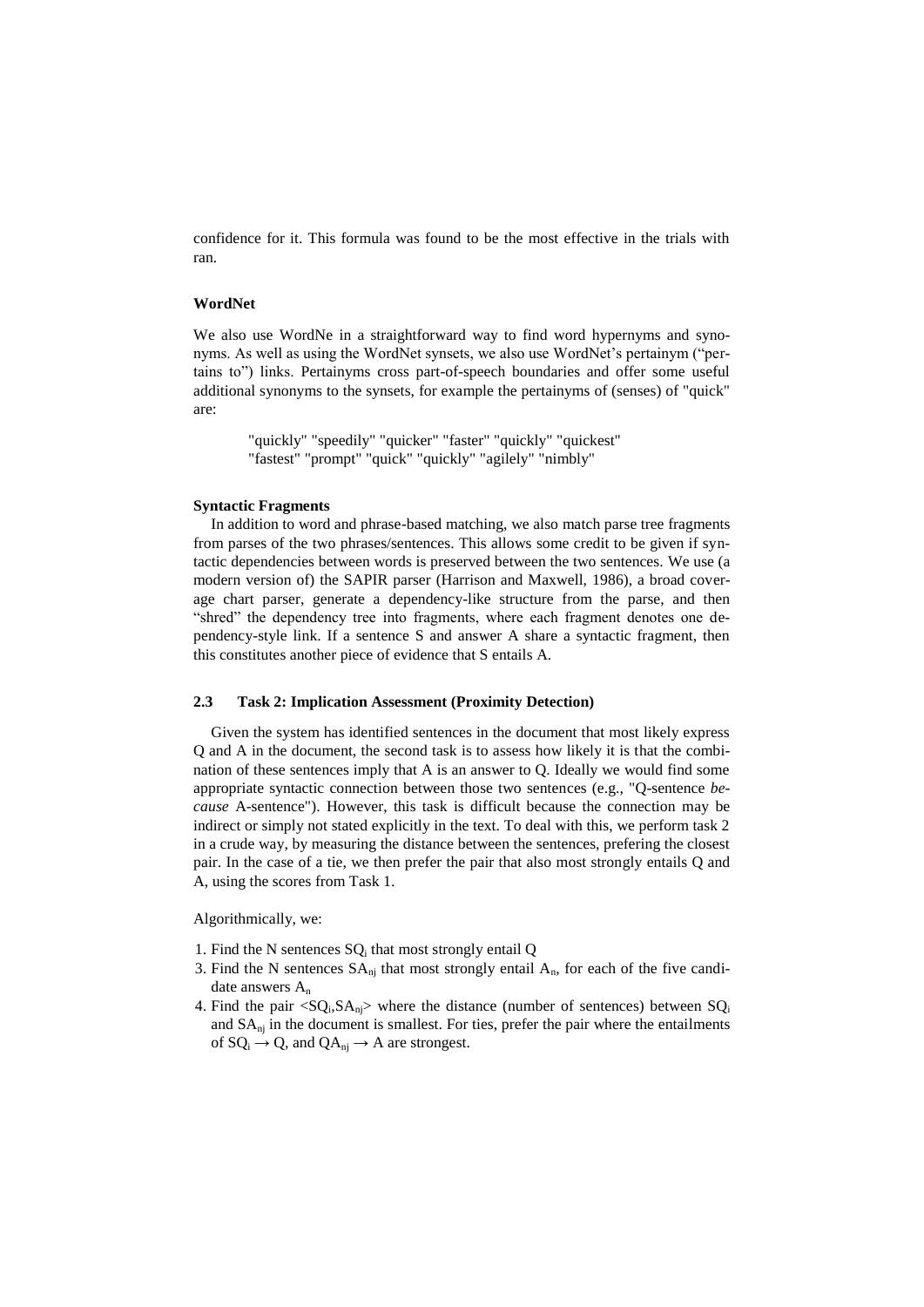confidence for it. This formula was found to be the most effective in the trials with ran.

**WordNet**

We also use WordNe in a straightforward way to find word hypernyms and synonyms. As well as using the WordNet synsets, we also use WordNet's pertainym ("pertains to") links. Pertainyms cross part-of-speech boundaries and offer some useful additional synonyms to the synsets, for example the pertainyms of (senses) of "quick" are:

> "quickly" "speedily" "quicker" "faster" "quickly" "quickest" "fastest" "prompt" "quick" "quickly" "agilely" "nimbly"

**Syntactic Fragments**

In addition to word and phrase-based matching, we also match parse tree fragments from parses of the two phrases/sentences. This allows some credit to be given if syntactic dependencies between words is preserved between the two sentences. We use (a modern version of) the SAPIR parser (Harrison and Maxwell, 1986), a broad coverage chart parser, generate a dependency-like structure from the parse, and then "shred" the dependency tree into fragments, where each fragment denotes one dependency-style link. If a sentence S and answer A share a syntactic fragment, then this constitutes another piece of evidence that S entails A.

### 2.3 Task 2: Implication Assessment (Proximity Detection)

Given the system has identified sentences in the document that most likely express Q and A in the document, the second task is to assess how likely it is that the combination of these sentences imply that A is an answer to Q. Ideally we would find some appropriate syntactic connection between those two sentences (e.g., "Q-sentence *because* A-sentence"). However, this task is difficult because the connection may be indirect or simply not stated explicitly in the text. To deal with this, we perform task 2 in a crude way, by measuring the distance between the sentences, prefering the closest pair. In the case of a tie, we then prefer the pair that also most strongly entails Q and A, using the scores from Task 1.

Algorithmically, we:

1. Find the N sentences $SQ_i$ that most strongly entail Q
3. Find the N sentences $SA_{nj}$ that most strongly entail $A_n$, for each of the five candidate answers $A_n$
4. Find the pair $<SQ_i,SA_{nj}>$ where the distance (number of sentences) between $SQ_i$ and $SA_{nj}$ in the document is smallest. For ties, prefer the pair where the entailments of $SQ_i \rightarrow Q$, and $QA_{nj} \rightarrow A$ are strongest.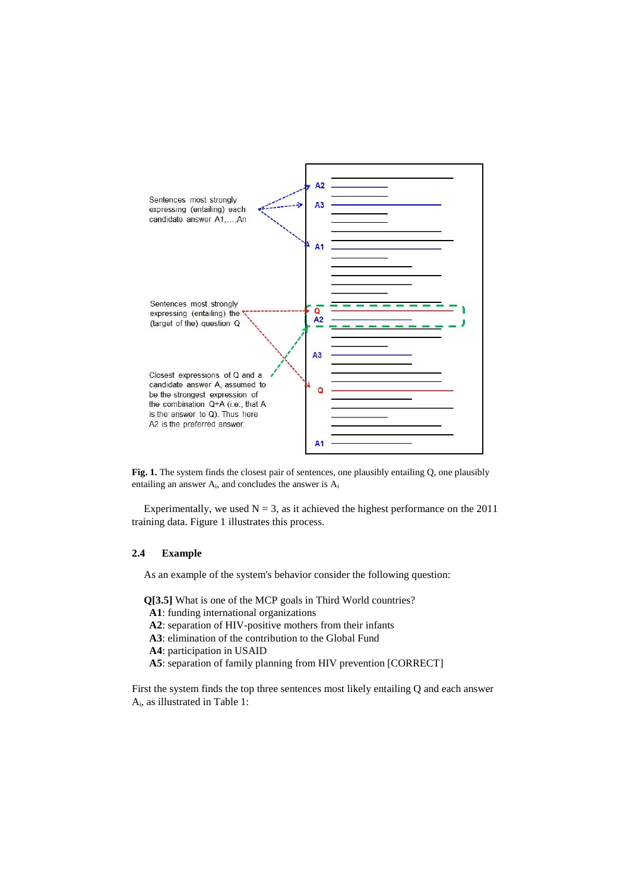**Fig. 1.** The system finds the closest pair of sentences, one plausibly entailing Q, one plausibly entailing an answer $A_i$, and concludes the answer is $A_i$

Experimentally, we used N = 3, as it achieved the highest performance on the 2011 training data. Figure 1 illustrates this process.

### 2.4 Example

As an example of the system's behavior consider the following question:

**Q[3.5]** What is one of the MCP goals in Third World countries?
**A1**: funding international organizations
**A2**: separation of HIV-positive mothers from their infants
**A3**: elimination of the contribution to the Global Fund
**A4**: participation in USAID
**A5**: separation of family planning from HIV prevention [CORRECT]

First the system finds the top three sentences most likely entailing Q and each answer $A_i$, as illustrated in Table 1: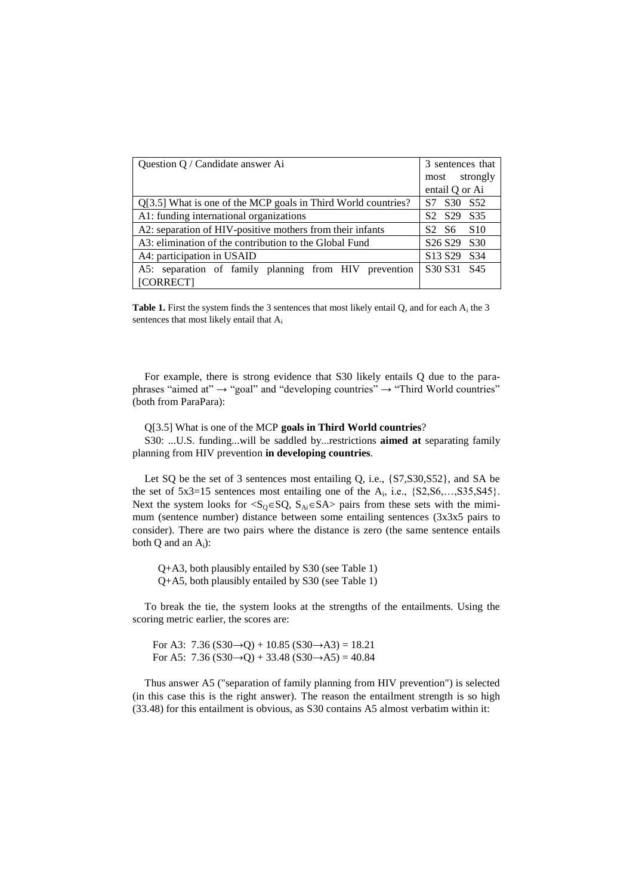| Question Q / Candidate answer Ai | 3 sentences that most strongly entail Q or Ai |
|---|---|
| Q[3.5] What is one of the MCP goals in Third World countries? | S7 S30 S52 |
| A1: funding international organizations | S2 S29 S35 |
| A2: separation of HIV-positive mothers from their infants | S2 S6 S10 |
| A3: elimination of the contribution to the Global Fund | S26 S29 S30 |
| A4: participation in USAID | S13 S29 S34 |
| A5: separation of family planning from HIV prevention [CORRECT] | S30 S31 S45 |

**Table 1.** First the system finds the 3 sentences that most likely entail Q, and for each $A_i$ the 3 sentences that most likely entail that $A_i$

For example, there is strong evidence that S30 likely entails Q due to the paraphrases "aimed at" → "goal" and "developing countries" → "Third World countries" (both from ParaPara):

Q[3.5] What is one of the MCP **goals in Third World countries**?

S30: ...U.S. funding...will be saddled by...restrictions **aimed at** separating family planning from HIV prevention **in developing countries**.

Let SQ be the set of 3 sentences most entailing Q, i.e., {S7,S30,S52}, and SA be the set of 5x3=15 sentences most entailing one of the $A_i$, i.e., {S2,S6,…,S35,S45}. Next the system looks for $<S_Q \in SQ, S_{Ai} \in SA>$ pairs from these sets with the mimimum (sentence number) distance between some entailing sentences (3x3x5 pairs to consider). There are two pairs where the distance is zero (the same sentence entails both Q and an $A_i$):

Q+A3, both plausibly entailed by S30 (see Table 1)
Q+A5, both plausibly entailed by S30 (see Table 1)

To break the tie, the system looks at the strengths of the entailments. Using the scoring metric earlier, the scores are:

For A3: 7.36 (S30→Q) + 10.85 (S30→A3) = 18.21
For A5: 7.36 (S30→Q) + 33.48 (S30→A5) = 40.84

Thus answer A5 ("separation of family planning from HIV prevention") is selected (in this case this is the right answer). The reason the entailment strength is so high (33.48) for this entailment is obvious, as S30 contains A5 almost verbatim within it: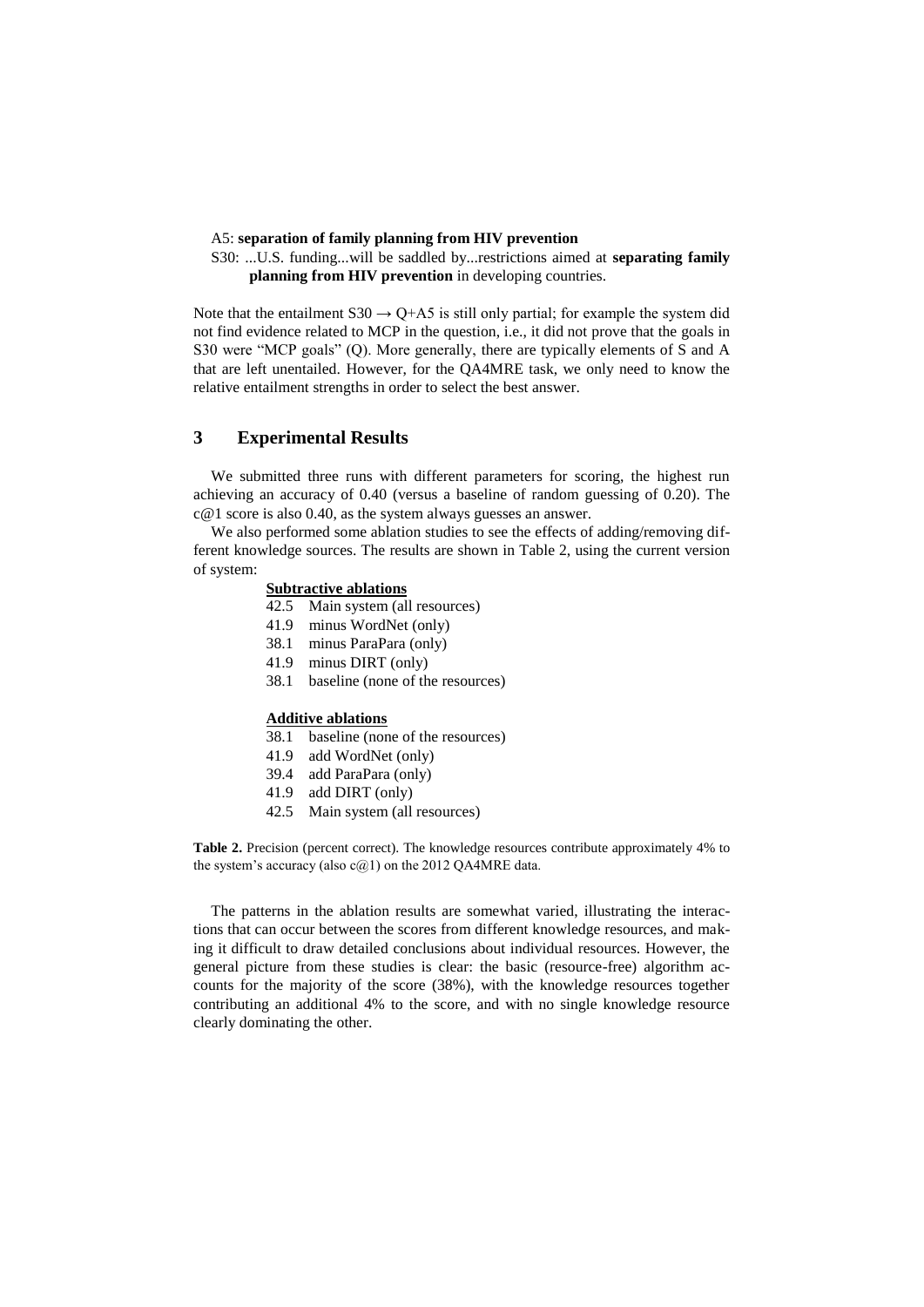A5: **separation of family planning from HIV prevention**

S30: ...U.S. funding...will be saddled by...restrictions aimed at **separating family planning from HIV prevention** in developing countries.

Note that the entailment S30 → Q+A5 is still only partial; for example the system did not find evidence related to MCP in the question, i.e., it did not prove that the goals in S30 were "MCP goals" (Q). More generally, there are typically elements of S and A that are left unentailed. However, for the QA4MRE task, we only need to know the relative entailment strengths in order to select the best answer.

## 3 Experimental Results

We submitted three runs with different parameters for scoring, the highest run achieving an accuracy of 0.40 (versus a baseline of random guessing of 0.20). The c@1 score is also 0.40, as the system always guesses an answer.

We also performed some ablation studies to see the effects of adding/removing different knowledge sources. The results are shown in Table 2, using the current version of system:

| **Subtractive ablations** | |
|---|---|
| 42.5 | Main system (all resources) |
| 41.9 | minus WordNet (only) |
| 38.1 | minus ParaPara (only) |
| 41.9 | minus DIRT (only) |
| 38.1 | baseline (none of the resources) |

| **Additive ablations** | |
|---|---|
| 38.1 | baseline (none of the resources) |
| 41.9 | add WordNet (only) |
| 39.4 | add ParaPara (only) |
| 41.9 | add DIRT (only) |
| 42.5 | Main system (all resources) |

**Table 2.** Precision (percent correct). The knowledge resources contribute approximately 4% to the system's accuracy (also c@1) on the 2012 QA4MRE data.

The patterns in the ablation results are somewhat varied, illustrating the interactions that can occur between the scores from different knowledge resources, and making it difficult to draw detailed conclusions about individual resources. However, the general picture from these studies is clear: the basic (resource-free) algorithm accounts for the majority of the score (38%), with the knowledge resources together contributing an additional 4% to the score, and with no single knowledge resource clearly dominating the other.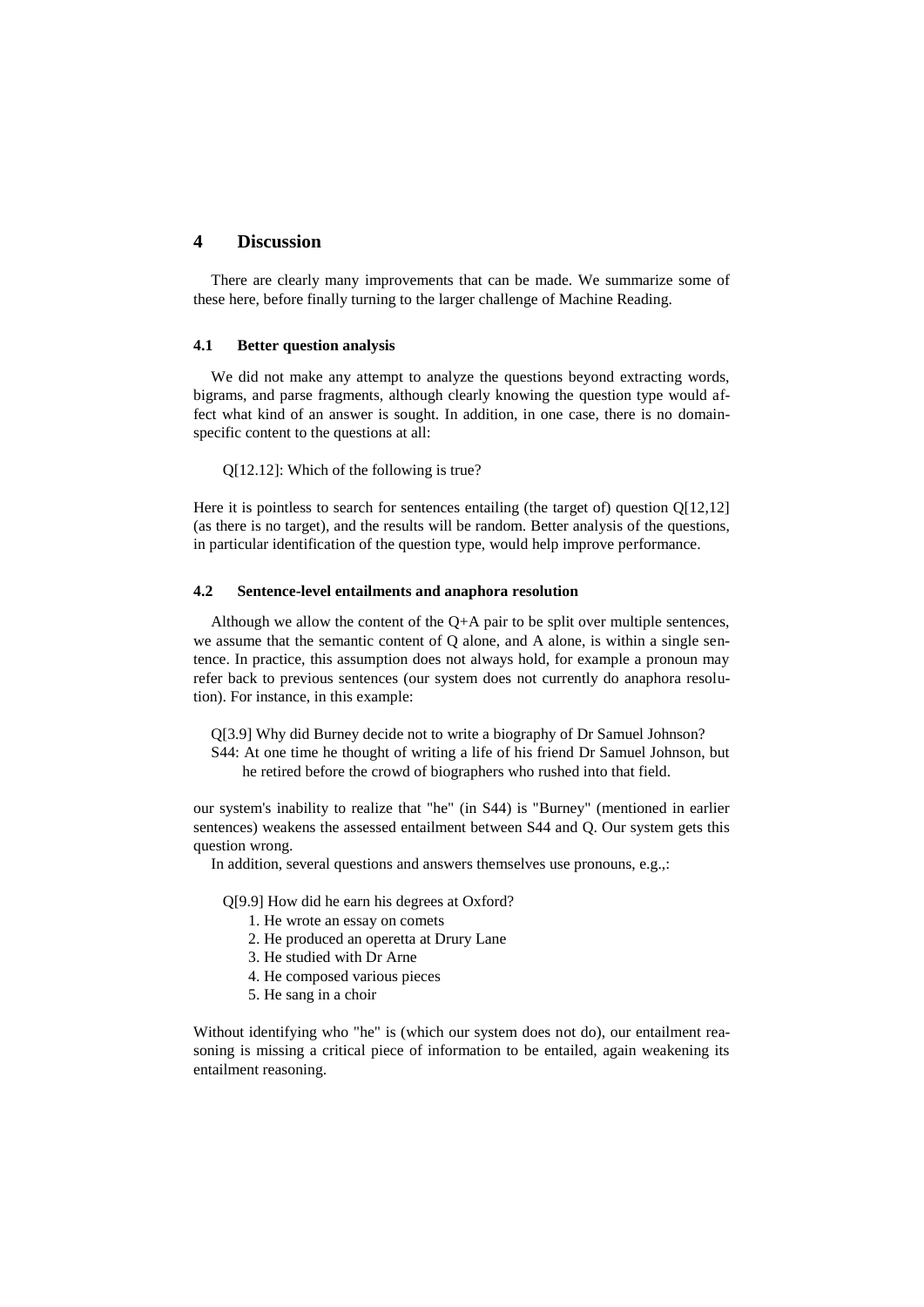## 4 Discussion

There are clearly many improvements that can be made. We summarize some of these here, before finally turning to the larger challenge of Machine Reading.

### 4.1 Better question analysis

We did not make any attempt to analyze the questions beyond extracting words, bigrams, and parse fragments, although clearly knowing the question type would affect what kind of an answer is sought. In addition, in one case, there is no domain-specific content to the questions at all:

Q[12.12]: Which of the following is true?

Here it is pointless to search for sentences entailing (the target of) question Q[12,12] (as there is no target), and the results will be random. Better analysis of the questions, in particular identification of the question type, would help improve performance.

### 4.2 Sentence-level entailments and anaphora resolution

Although we allow the content of the Q+A pair to be split over multiple sentences, we assume that the semantic content of Q alone, and A alone, is within a single sentence. In practice, this assumption does not always hold, for example a pronoun may refer back to previous sentences (our system does not currently do anaphora resolution). For instance, in this example:

Q[3.9] Why did Burney decide not to write a biography of Dr Samuel Johnson?
S44: At one time he thought of writing a life of his friend Dr Samuel Johnson, but he retired before the crowd of biographers who rushed into that field.

our system's inability to realize that "he" (in S44) is "Burney" (mentioned in earlier sentences) weakens the assessed entailment between S44 and Q. Our system gets this question wrong.

In addition, several questions and answers themselves use pronouns, e.g.,:

Q[9.9] How did he earn his degrees at Oxford?

1. He wrote an essay on comets
2. He produced an operetta at Drury Lane
3. He studied with Dr Arne
4. He composed various pieces
5. He sang in a choir

Without identifying who "he" is (which our system does not do), our entailment reasoning is missing a critical piece of information to be entailed, again weakening its entailment reasoning.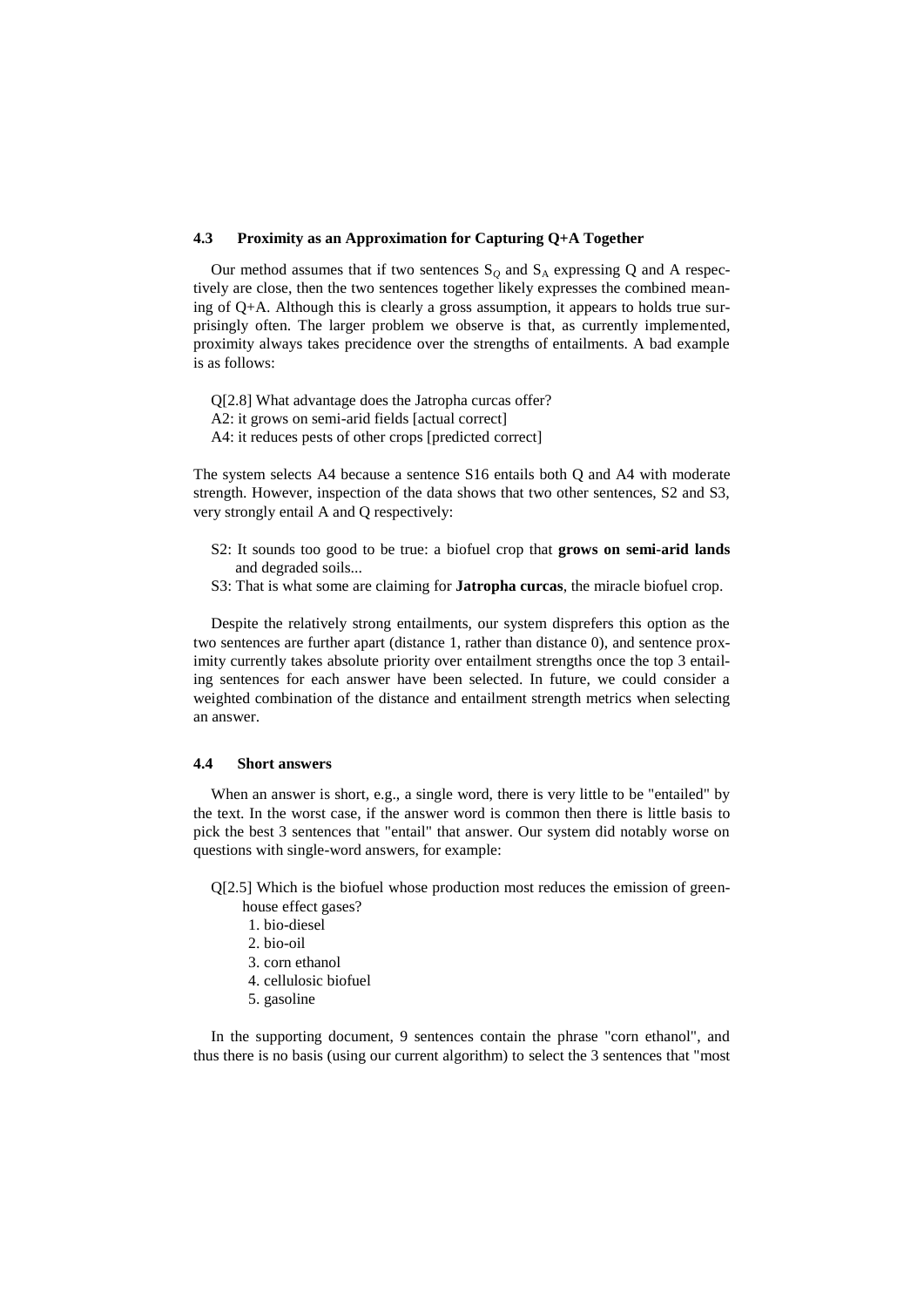### 4.3 Proximity as an Approximation for Capturing Q+A Together

Our method assumes that if two sentences $S_Q$ and $S_A$ expressing Q and A respectively are close, then the two sentences together likely expresses the combined meaning of Q+A. Although this is clearly a gross assumption, it appears to holds true surprisingly often. The larger problem we observe is that, as currently implemented, proximity always takes precidence over the strengths of entailments. A bad example is as follows:

Q[2.8] What advantage does the Jatropha curcas offer?
A2: it grows on semi-arid fields [actual correct]
A4: it reduces pests of other crops [predicted correct]

The system selects A4 because a sentence S16 entails both Q and A4 with moderate strength. However, inspection of the data shows that two other sentences, S2 and S3, very strongly entail A and Q respectively:

S2: It sounds too good to be true: a biofuel crop that **grows on semi-arid lands** and degraded soils...
S3: That is what some are claiming for **Jatropha curcas**, the miracle biofuel crop.

Despite the relatively strong entailments, our system disprefers this option as the two sentences are further apart (distance 1, rather than distance 0), and sentence proximity currently takes absolute priority over entailment strengths once the top 3 entailing sentences for each answer have been selected. In future, we could consider a weighted combination of the distance and entailment strength metrics when selecting an answer.

### 4.4 Short answers

When an answer is short, e.g., a single word, there is very little to be "entailed" by the text. In the worst case, if the answer word is common then there is little basis to pick the best 3 sentences that "entail" that answer. Our system did notably worse on questions with single-word answers, for example:

Q[2.5] Which is the biofuel whose production most reduces the emission of greenhouse effect gases?
1. bio-diesel
2. bio-oil
3. corn ethanol
4. cellulosic biofuel
5. gasoline

In the supporting document, 9 sentences contain the phrase "corn ethanol", and thus there is no basis (using our current algorithm) to select the 3 sentences that "most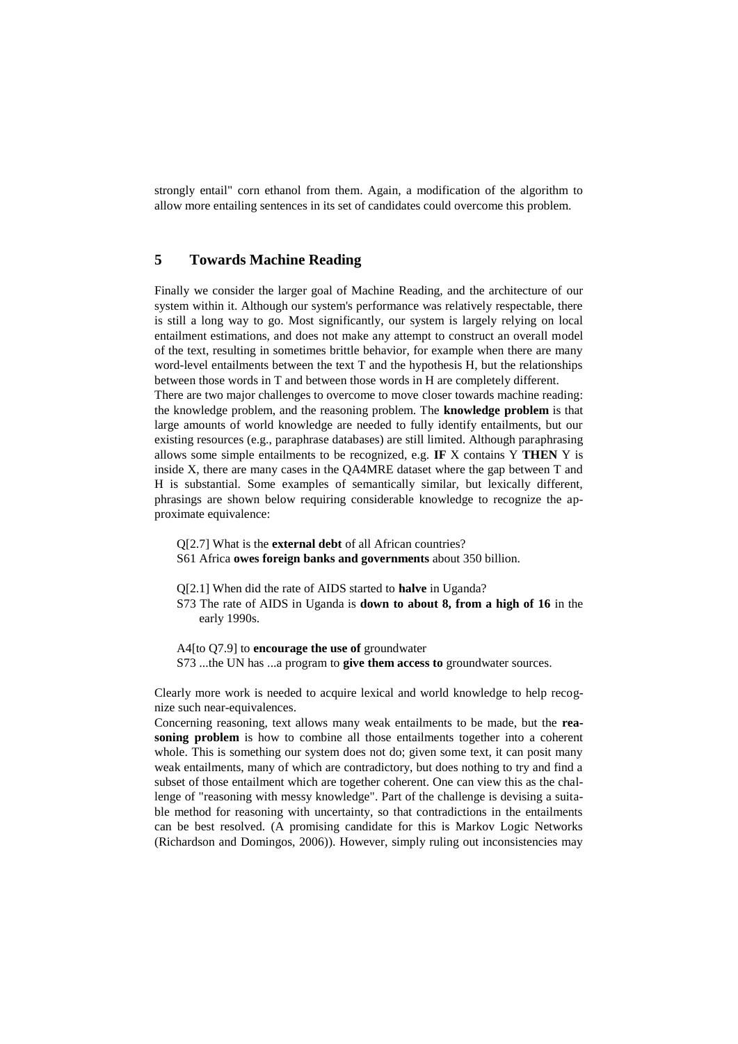strongly entail" corn ethanol from them. Again, a modification of the algorithm to allow more entailing sentences in its set of candidates could overcome this problem.

## 5 Towards Machine Reading

Finally we consider the larger goal of Machine Reading, and the architecture of our system within it. Although our system's performance was relatively respectable, there is still a long way to go. Most significantly, our system is largely relying on local entailment estimations, and does not make any attempt to construct an overall model of the text, resulting in sometimes brittle behavior, for example when there are many word-level entailments between the text T and the hypothesis H, but the relationships between those words in T and between those words in H are completely different.

There are two major challenges to overcome to move closer towards machine reading: the knowledge problem, and the reasoning problem. The **knowledge problem** is that large amounts of world knowledge are needed to fully identify entailments, but our existing resources (e.g., paraphrase databases) are still limited. Although paraphrasing allows some simple entailments to be recognized, e.g. **IF** X contains Y **THEN** Y is inside X, there are many cases in the QA4MRE dataset where the gap between T and H is substantial. Some examples of semantically similar, but lexically different, phrasings are shown below requiring considerable knowledge to recognize the approximate equivalence:

Q[2.7] What is the **external debt** of all African countries?
S61 Africa **owes foreign banks and governments** about 350 billion.

Q[2.1] When did the rate of AIDS started to **halve** in Uganda?
S73 The rate of AIDS in Uganda is **down to about 8, from a high of 16** in the early 1990s.

A4[to Q7.9] to **encourage the use of** groundwater
S73 ...the UN has ...a program to **give them access to** groundwater sources.

Clearly more work is needed to acquire lexical and world knowledge to help recognize such near-equivalences.

Concerning reasoning, text allows many weak entailments to be made, but the **reasoning problem** is how to combine all those entailments together into a coherent whole. This is something our system does not do; given some text, it can posit many weak entailments, many of which are contradictory, but does nothing to try and find a subset of those entailment which are together coherent. One can view this as the challenge of "reasoning with messy knowledge". Part of the challenge is devising a suitable method for reasoning with uncertainty, so that contradictions in the entailments can be best resolved. (A promising candidate for this is Markov Logic Networks (Richardson and Domingos, 2006)). However, simply ruling out inconsistencies may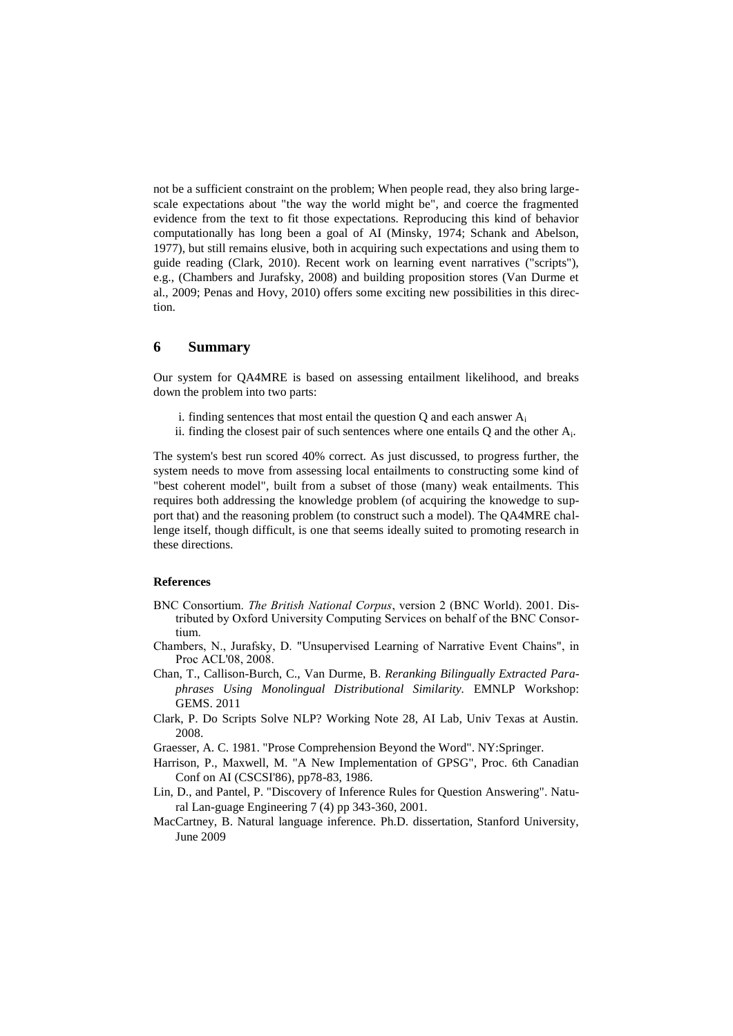not be a sufficient constraint on the problem; When people read, they also bring large-scale expectations about "the way the world might be", and coerce the fragmented evidence from the text to fit those expectations. Reproducing this kind of behavior computationally has long been a goal of AI (Minsky, 1974; Schank and Abelson, 1977), but still remains elusive, both in acquiring such expectations and using them to guide reading (Clark, 2010). Recent work on learning event narratives ("scripts"), e.g., (Chambers and Jurafsky, 2008) and building proposition stores (Van Durme et al., 2009; Penas and Hovy, 2010) offers some exciting new possibilities in this direction.

## 6 Summary

Our system for QA4MRE is based on assessing entailment likelihood, and breaks down the problem into two parts:

i. finding sentences that most entail the question Q and each answer $A_i$
ii. finding the closest pair of such sentences where one entails Q and the other $A_i$.

The system's best run scored 40% correct. As just discussed, to progress further, the system needs to move from assessing local entailments to constructing some kind of "best coherent model", built from a subset of those (many) weak entailments. This requires both addressing the knowledge problem (of acquiring the knowedge to support that) and the reasoning problem (to construct such a model). The QA4MRE challenge itself, though difficult, is one that seems ideally suited to promoting research in these directions.

**References**

BNC Consortium. *The British National Corpus*, version 2 (BNC World). 2001. Distributed by Oxford University Computing Services on behalf of the BNC Consortium.

Chambers, N., Jurafsky, D. "Unsupervised Learning of Narrative Event Chains", in Proc ACL'08, 2008.

Chan, T., Callison-Burch, C., Van Durme, B. *Reranking Bilingually Extracted Paraphrases Using Monolingual Distributional Similarity*. EMNLP Workshop: GEMS. 2011

Clark, P. Do Scripts Solve NLP? Working Note 28, AI Lab, Univ Texas at Austin. 2008.

Graesser, A. C. 1981. "Prose Comprehension Beyond the Word". NY:Springer.

Harrison, P., Maxwell, M. "A New Implementation of GPSG", Proc. 6th Canadian Conf on AI (CSCSI'86), pp78-83, 1986.

Lin, D., and Pantel, P. "Discovery of Inference Rules for Question Answering". Natural Lan-guage Engineering 7 (4) pp 343-360, 2001.

MacCartney, B. Natural language inference. Ph.D. dissertation, Stanford University, June 2009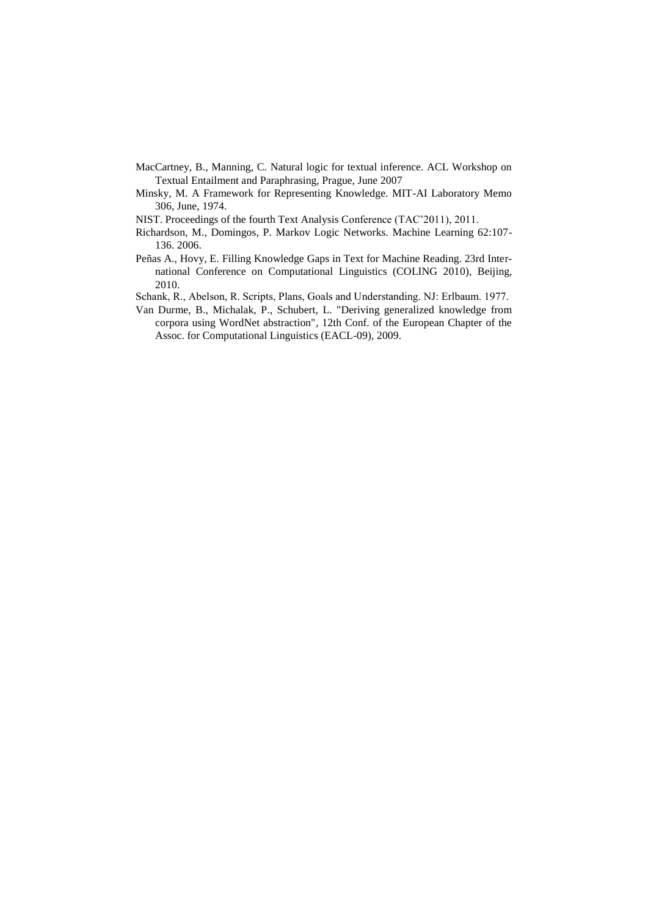MacCartney, B., Manning, C. Natural logic for textual inference. ACL Workshop on Textual Entailment and Paraphrasing, Prague, June 2007

Minsky, M. A Framework for Representing Knowledge. MIT-AI Laboratory Memo 306, June, 1974.

NIST. Proceedings of the fourth Text Analysis Conference (TAC'2011), 2011.

Richardson, M., Domingos, P. Markov Logic Networks. Machine Learning 62:107-136. 2006.

Peñas A., Hovy, E. Filling Knowledge Gaps in Text for Machine Reading. 23rd International Conference on Computational Linguistics (COLING 2010), Beijing, 2010.

Schank, R., Abelson, R. Scripts, Plans, Goals and Understanding. NJ: Erlbaum. 1977.

Van Durme, B., Michalak, P., Schubert, L. "Deriving generalized knowledge from corpora using WordNet abstraction", 12th Conf. of the European Chapter of the Assoc. for Computational Linguistics (EACL-09), 2009.